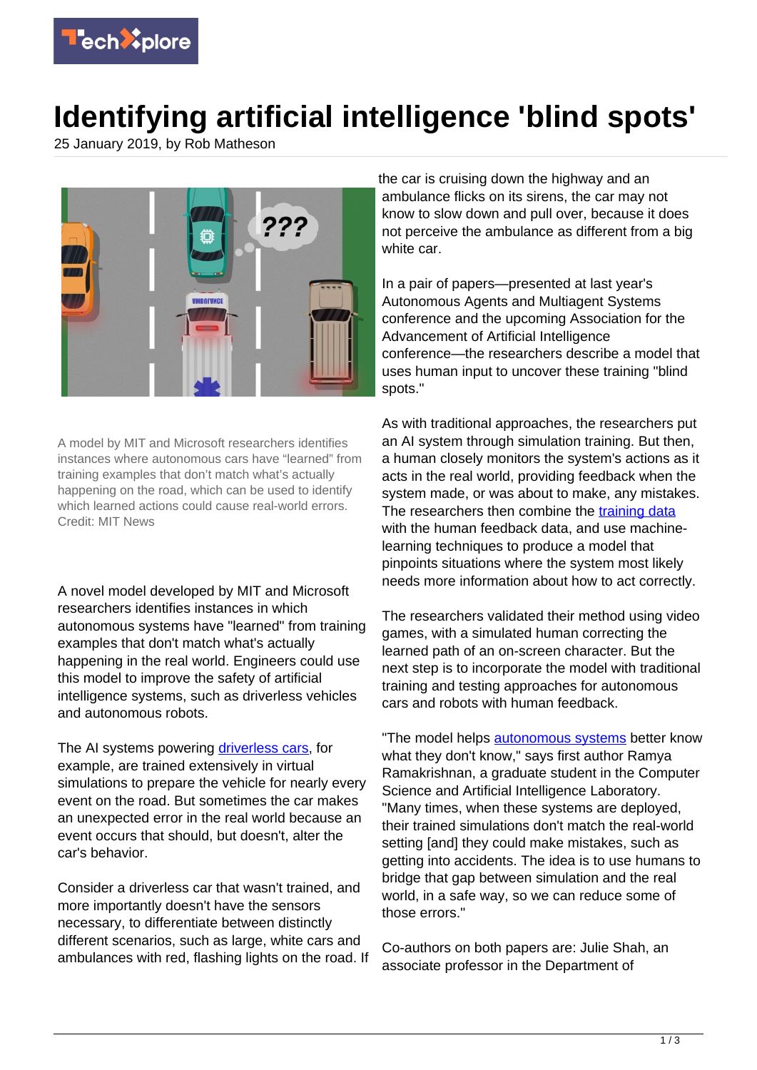# Identifying artificial intelligence 'blind spots'

25 January 2019, by Rob Matheson

A model by MIT and Microsoft researchers identifies instances where autonomous cars have "learned" from training examples that don't match what's actually happening on the road, which can be used to identify which learned actions could cause real-world errors. Credit: MIT News

A novel model developed by MIT and Microsoft researchers identifies instances in which autonomous systems have "learned" from training examples that don't match what's actually happening in the real world. Engineers could use this model to improve the safety of artificial intelligence systems, such as driverless vehicles and autonomous robots.

The AI systems powering driverless cars, for example, are trained extensively in virtual simulations to prepare the vehicle for nearly every event on the road. But sometimes the car makes an unexpected error in the real world because an event occurs that should, but doesn't, alter the car's behavior.

Consider a driverless car that wasn't trained, and more importantly doesn't have the sensors necessary, to differentiate between distinctly different scenarios, such as large, white cars and ambulances with red, flashing lights on the road. If the car is cruising down the highway and an ambulance flicks on its sirens, the car may not know to slow down and pull over, because it does not perceive the ambulance as different from a big white car.

In a pair of papers—presented at last year's Autonomous Agents and Multiagent Systems conference and the upcoming Association for the Advancement of Artificial Intelligence conference—the researchers describe a model that uses human input to uncover these training "blind spots."

As with traditional approaches, the researchers put an AI system through simulation training. But then, a human closely monitors the system's actions as it acts in the real world, providing feedback when the system made, or was about to make, any mistakes. The researchers then combine the training data with the human feedback data, and use machine-learning techniques to produce a model that pinpoints situations where the system most likely needs more information about how to act correctly.

The researchers validated their method using video games, with a simulated human correcting the learned path of an on-screen character. But the next step is to incorporate the model with traditional training and testing approaches for autonomous cars and robots with human feedback.

"The model helps autonomous systems better know what they don't know," says first author Ramya Ramakrishnan, a graduate student in the Computer Science and Artificial Intelligence Laboratory. "Many times, when these systems are deployed, their trained simulations don't match the real-world setting [and] they could make mistakes, such as getting into accidents. The idea is to use humans to bridge that gap between simulation and the real world, in a safe way, so we can reduce some of those errors."

Co-authors on both papers are: Julie Shah, an associate professor in the Department of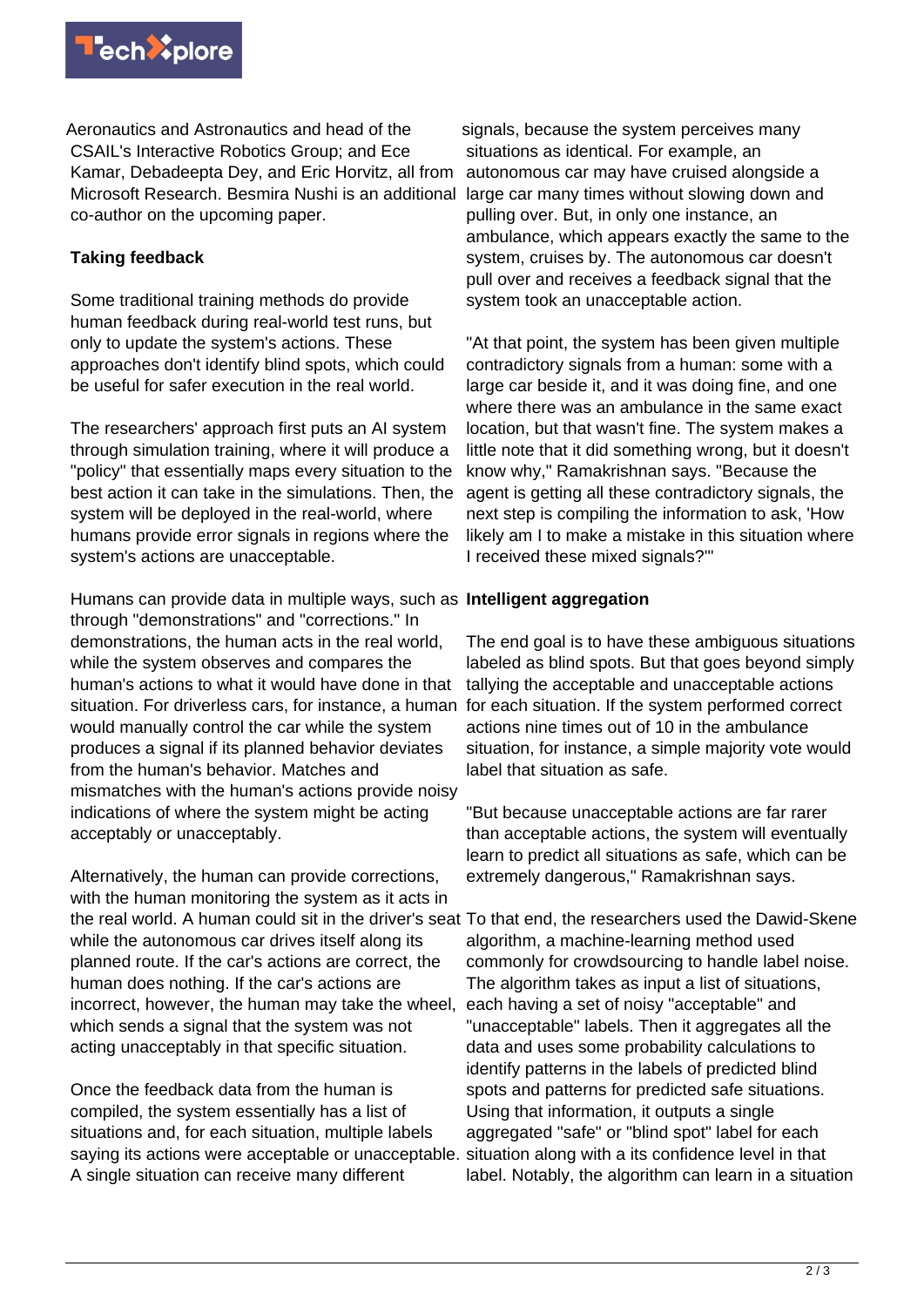Aeronautics and Astronautics and head of the CSAIL's Interactive Robotics Group; and Ece Kamar, Debadeepta Dey, and Eric Horvitz, all from Microsoft Research. Besmira Nushi is an additional co-author on the upcoming paper.

**Taking feedback**

Some traditional training methods do provide human feedback during real-world test runs, but only to update the system's actions. These approaches don't identify blind spots, which could be useful for safer execution in the real world.

The researchers' approach first puts an AI system through simulation training, where it will produce a "policy" that essentially maps every situation to the best action it can take in the simulations. Then, the system will be deployed in the real-world, where humans provide error signals in regions where the system's actions are unacceptable.

Humans can provide data in multiple ways, such as through "demonstrations" and "corrections." In demonstrations, the human acts in the real world, while the system observes and compares the human's actions to what it would have done in that situation. For driverless cars, for instance, a human would manually control the car while the system produces a signal if its planned behavior deviates from the human's behavior. Matches and mismatches with the human's actions provide noisy indications of where the system might be acting acceptably or unacceptably.

Alternatively, the human can provide corrections, with the human monitoring the system as it acts in the real world. A human could sit in the driver's seat while the autonomous car drives itself along its planned route. If the car's actions are correct, the human does nothing. If the car's actions are incorrect, however, the human may take the wheel, which sends a signal that the system was not acting unacceptably in that specific situation.

Once the feedback data from the human is compiled, the system essentially has a list of situations and, for each situation, multiple labels saying its actions were acceptable or unacceptable. A single situation can receive many different signals, because the system perceives many situations as identical. For example, an autonomous car may have cruised alongside a large car many times without slowing down and pulling over. But, in only one instance, an ambulance, which appears exactly the same to the system, cruises by. The autonomous car doesn't pull over and receives a feedback signal that the system took an unacceptable action.

"At that point, the system has been given multiple contradictory signals from a human: some with a large car beside it, and it was doing fine, and one where there was an ambulance in the same exact location, but that wasn't fine. The system makes a little note that it did something wrong, but it doesn't know why," Ramakrishnan says. "Because the agent is getting all these contradictory signals, the next step is compiling the information to ask, 'How likely am I to make a mistake in this situation where I received these mixed signals?'"

**Intelligent aggregation**

The end goal is to have these ambiguous situations labeled as blind spots. But that goes beyond simply tallying the acceptable and unacceptable actions for each situation. If the system performed correct actions nine times out of 10 in the ambulance situation, for instance, a simple majority vote would label that situation as safe.

"But because unacceptable actions are far rarer than acceptable actions, the system will eventually learn to predict all situations as safe, which can be extremely dangerous," Ramakrishnan says.

To that end, the researchers used the Dawid-Skene algorithm, a machine-learning method used commonly for crowdsourcing to handle label noise. The algorithm takes as input a list of situations, each having a set of noisy "acceptable" and "unacceptable" labels. Then it aggregates all the data and uses some probability calculations to identify patterns in the labels of predicted blind spots and patterns for predicted safe situations. Using that information, it outputs a single aggregated "safe" or "blind spot" label for each situation along with a its confidence level in that label. Notably, the algorithm can learn in a situation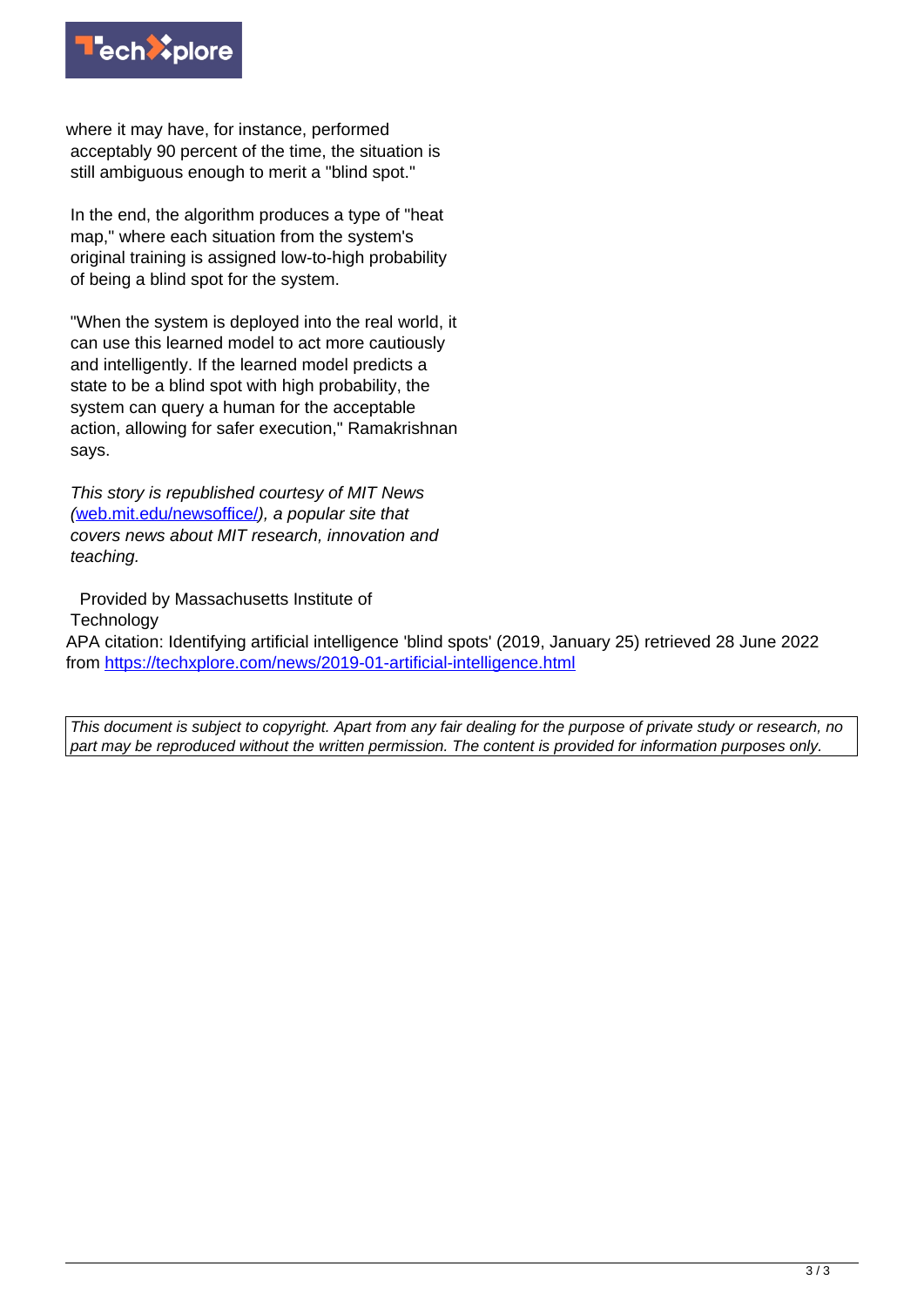where it may have, for instance, performed acceptably 90 percent of the time, the situation is still ambiguous enough to merit a "blind spot."

In the end, the algorithm produces a type of "heat map," where each situation from the system's original training is assigned low-to-high probability of being a blind spot for the system.

"When the system is deployed into the real world, it can use this learned model to act more cautiously and intelligently. If the learned model predicts a state to be a blind spot with high probability, the system can query a human for the acceptable action, allowing for safer execution," Ramakrishnan says.

*This story is republished courtesy of MIT News ([web.mit.edu/newsoffice/](web.mit.edu/newsoffice/)), a popular site that covers news about MIT research, innovation and teaching.*

Provided by Massachusetts Institute of Technology

APA citation: Identifying artificial intelligence 'blind spots' (2019, January 25) retrieved 28 June 2022 from <https://techxplore.com/news/2019-01-artificial-intelligence.html>

*This document is subject to copyright. Apart from any fair dealing for the purpose of private study or research, no part may be reproduced without the written permission. The content is provided for information purposes only.*